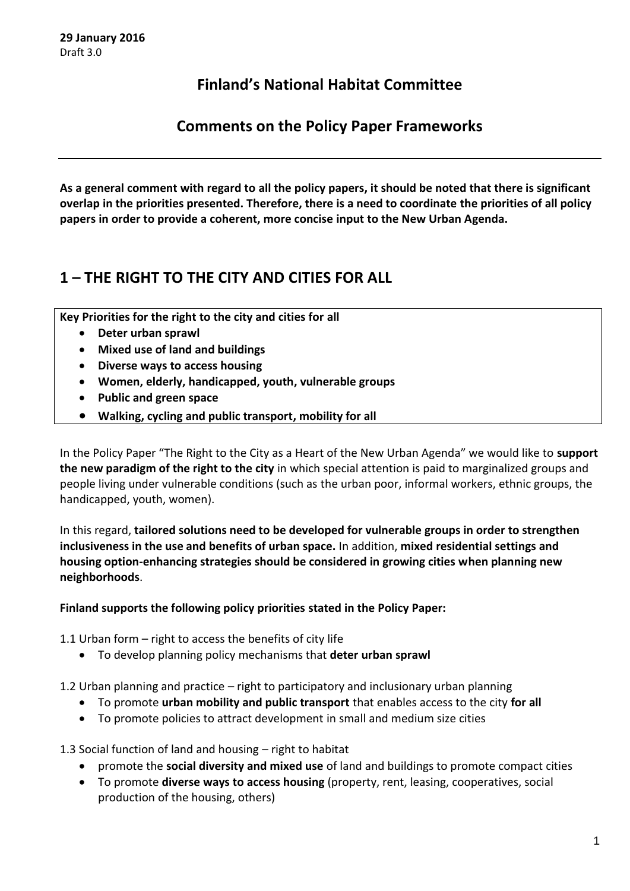**29 January 2016**
Draft 3.0

# Finland's National Habitat Committee

## Comments on the Policy Paper Frameworks

---

**As a general comment with regard to all the policy papers, it should be noted that there is significant overlap in the priorities presented. Therefore, there is a need to coordinate the priorities of all policy papers in order to provide a coherent, more concise input to the New Urban Agenda.**

## 1 – THE RIGHT TO THE CITY AND CITIES FOR ALL

**Key Priorities for the right to the city and cities for all**

- **Deter urban sprawl**
- **Mixed use of land and buildings**
- **Diverse ways to access housing**
- **Women, elderly, handicapped, youth, vulnerable groups**
- **Public and green space**
- **Walking, cycling and public transport, mobility for all**

In the Policy Paper "The Right to the City as a Heart of the New Urban Agenda" we would like to **support the new paradigm of the right to the city** in which special attention is paid to marginalized groups and people living under vulnerable conditions (such as the urban poor, informal workers, ethnic groups, the handicapped, youth, women).

In this regard, **tailored solutions need to be developed for vulnerable groups in order to strengthen inclusiveness in the use and benefits of urban space.** In addition, **mixed residential settings and housing option-enhancing strategies should be considered in growing cities when planning new neighborhoods**.

**Finland supports the following policy priorities stated in the Policy Paper:**

1.1 Urban form – right to access the benefits of city life

- To develop planning policy mechanisms that **deter urban sprawl**

1.2 Urban planning and practice – right to participatory and inclusionary urban planning

- To promote **urban mobility and public transport** that enables access to the city **for all**
- To promote policies to attract development in small and medium size cities

1.3 Social function of land and housing – right to habitat

- promote the **social diversity and mixed use** of land and buildings to promote compact cities
- To promote **diverse ways to access housing** (property, rent, leasing, cooperatives, social production of the housing, others)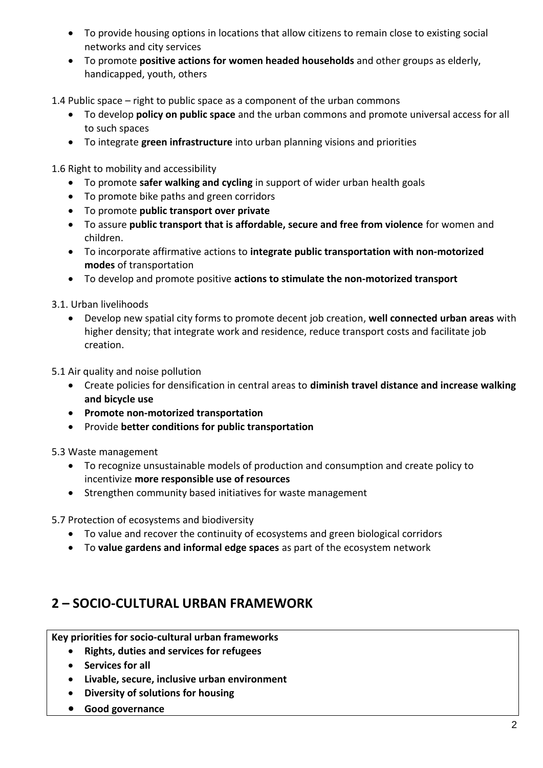- To provide housing options in locations that allow citizens to remain close to existing social networks and city services
- To promote **positive actions for women headed households** and other groups as elderly, handicapped, youth, others

1.4 Public space – right to public space as a component of the urban commons

- To develop **policy on public space** and the urban commons and promote universal access for all to such spaces
- To integrate **green infrastructure** into urban planning visions and priorities

1.6 Right to mobility and accessibility

- To promote **safer walking and cycling** in support of wider urban health goals
- To promote bike paths and green corridors
- To promote **public transport over private**
- To assure **public transport that is affordable, secure and free from violence** for women and children.
- To incorporate affirmative actions to **integrate public transportation with non-motorized modes** of transportation
- To develop and promote positive **actions to stimulate the non-motorized transport**

3.1. Urban livelihoods

- Develop new spatial city forms to promote decent job creation, **well connected urban areas** with higher density; that integrate work and residence, reduce transport costs and facilitate job creation.

5.1 Air quality and noise pollution

- Create policies for densification in central areas to **diminish travel distance and increase walking and bicycle use**
- **Promote non-motorized transportation**
- Provide **better conditions for public transportation**

5.3 Waste management

- To recognize unsustainable models of production and consumption and create policy to incentivize **more responsible use of resources**
- Strengthen community based initiatives for waste management

5.7 Protection of ecosystems and biodiversity

- To value and recover the continuity of ecosystems and green biological corridors
- To **value gardens and informal edge spaces** as part of the ecosystem network

## 2 – SOCIO-CULTURAL URBAN FRAMEWORK

**Key priorities for socio-cultural urban frameworks**

- **Rights, duties and services for refugees**
- **Services for all**
- **Livable, secure, inclusive urban environment**
- **Diversity of solutions for housing**
- **Good governance**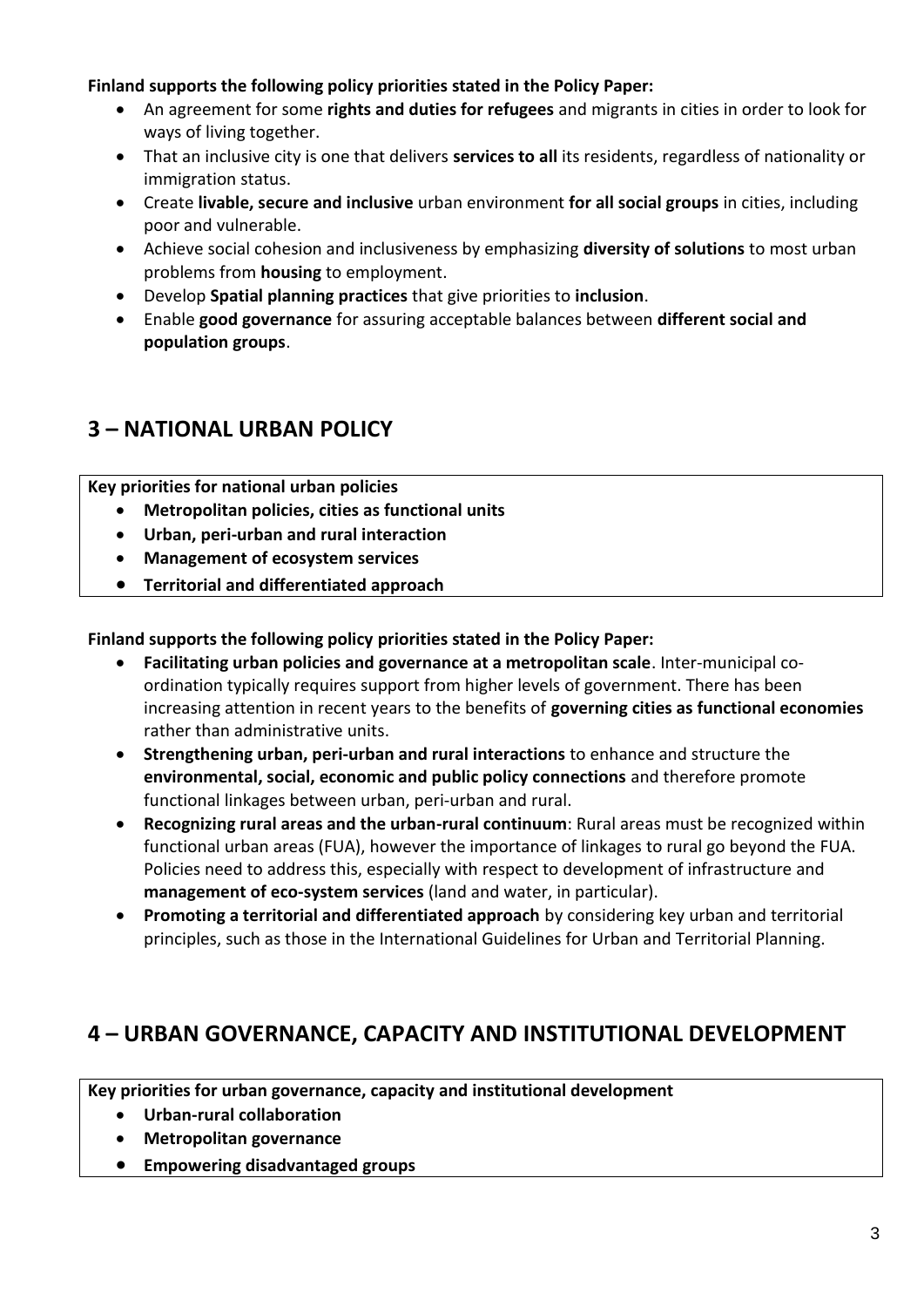**Finland supports the following policy priorities stated in the Policy Paper:**

- An agreement for some **rights and duties for refugees** and migrants in cities in order to look for ways of living together.
- That an inclusive city is one that delivers **services to all** its residents, regardless of nationality or immigration status.
- Create **livable, secure and inclusive** urban environment **for all social groups** in cities, including poor and vulnerable.
- Achieve social cohesion and inclusiveness by emphasizing **diversity of solutions** to most urban problems from **housing** to employment.
- Develop **Spatial planning practices** that give priorities to **inclusion**.
- Enable **good governance** for assuring acceptable balances between **different social and population groups**.

## 3 – NATIONAL URBAN POLICY

**Key priorities for national urban policies**

- **Metropolitan policies, cities as functional units**
- **Urban, peri-urban and rural interaction**
- **Management of ecosystem services**
- **Territorial and differentiated approach**

**Finland supports the following policy priorities stated in the Policy Paper:**

- **Facilitating urban policies and governance at a metropolitan scale**. Inter-municipal co-ordination typically requires support from higher levels of government. There has been increasing attention in recent years to the benefits of **governing cities as functional economies** rather than administrative units.
- **Strengthening urban, peri-urban and rural interactions** to enhance and structure the **environmental, social, economic and public policy connections** and therefore promote functional linkages between urban, peri-urban and rural.
- **Recognizing rural areas and the urban-rural continuum**: Rural areas must be recognized within functional urban areas (FUA), however the importance of linkages to rural go beyond the FUA. Policies need to address this, especially with respect to development of infrastructure and **management of eco-system services** (land and water, in particular).
- **Promoting a territorial and differentiated approach** by considering key urban and territorial principles, such as those in the International Guidelines for Urban and Territorial Planning.

## 4 – URBAN GOVERNANCE, CAPACITY AND INSTITUTIONAL DEVELOPMENT

**Key priorities for urban governance, capacity and institutional development**

- **Urban-rural collaboration**
- **Metropolitan governance**
- **Empowering disadvantaged groups**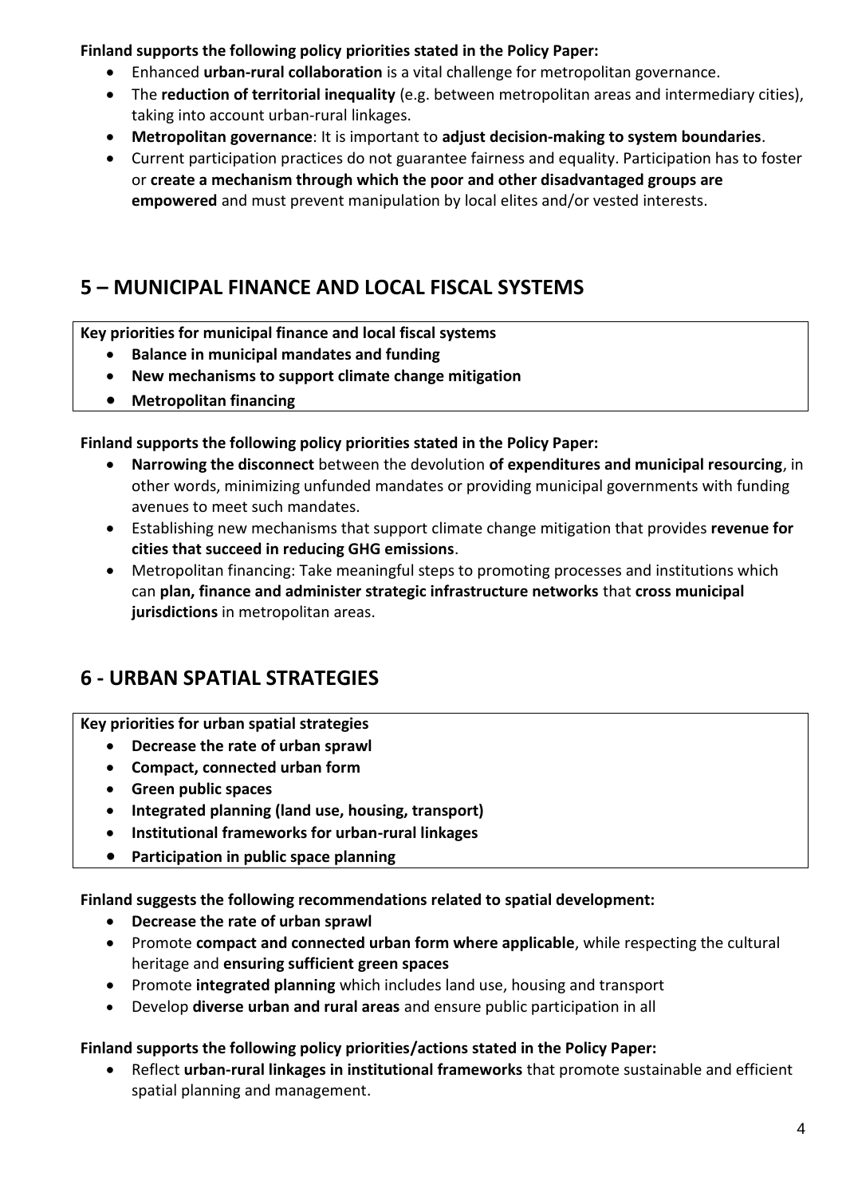**Finland supports the following policy priorities stated in the Policy Paper:**

- Enhanced **urban-rural collaboration** is a vital challenge for metropolitan governance.
- The **reduction of territorial inequality** (e.g. between metropolitan areas and intermediary cities), taking into account urban-rural linkages.
- **Metropolitan governance**: It is important to **adjust decision-making to system boundaries**.
- Current participation practices do not guarantee fairness and equality. Participation has to foster or **create a mechanism through which the poor and other disadvantaged groups are empowered** and must prevent manipulation by local elites and/or vested interests.

## 5 – MUNICIPAL FINANCE AND LOCAL FISCAL SYSTEMS

**Key priorities for municipal finance and local fiscal systems**

- **Balance in municipal mandates and funding**
- **New mechanisms to support climate change mitigation**
- **Metropolitan financing**

**Finland supports the following policy priorities stated in the Policy Paper:**

- **Narrowing the disconnect** between the devolution **of expenditures and municipal resourcing**, in other words, minimizing unfunded mandates or providing municipal governments with funding avenues to meet such mandates.
- Establishing new mechanisms that support climate change mitigation that provides **revenue for cities that succeed in reducing GHG emissions**.
- Metropolitan financing: Take meaningful steps to promoting processes and institutions which can **plan, finance and administer strategic infrastructure networks** that **cross municipal jurisdictions** in metropolitan areas.

## 6 - URBAN SPATIAL STRATEGIES

**Key priorities for urban spatial strategies**

- **Decrease the rate of urban sprawl**
- **Compact, connected urban form**
- **Green public spaces**
- **Integrated planning (land use, housing, transport)**
- **Institutional frameworks for urban-rural linkages**
- **Participation in public space planning**

**Finland suggests the following recommendations related to spatial development:**

- **Decrease the rate of urban sprawl**
- Promote **compact and connected urban form where applicable**, while respecting the cultural heritage and **ensuring sufficient green spaces**
- Promote **integrated planning** which includes land use, housing and transport
- Develop **diverse urban and rural areas** and ensure public participation in all

**Finland supports the following policy priorities/actions stated in the Policy Paper:**

- Reflect **urban-rural linkages in institutional frameworks** that promote sustainable and efficient spatial planning and management.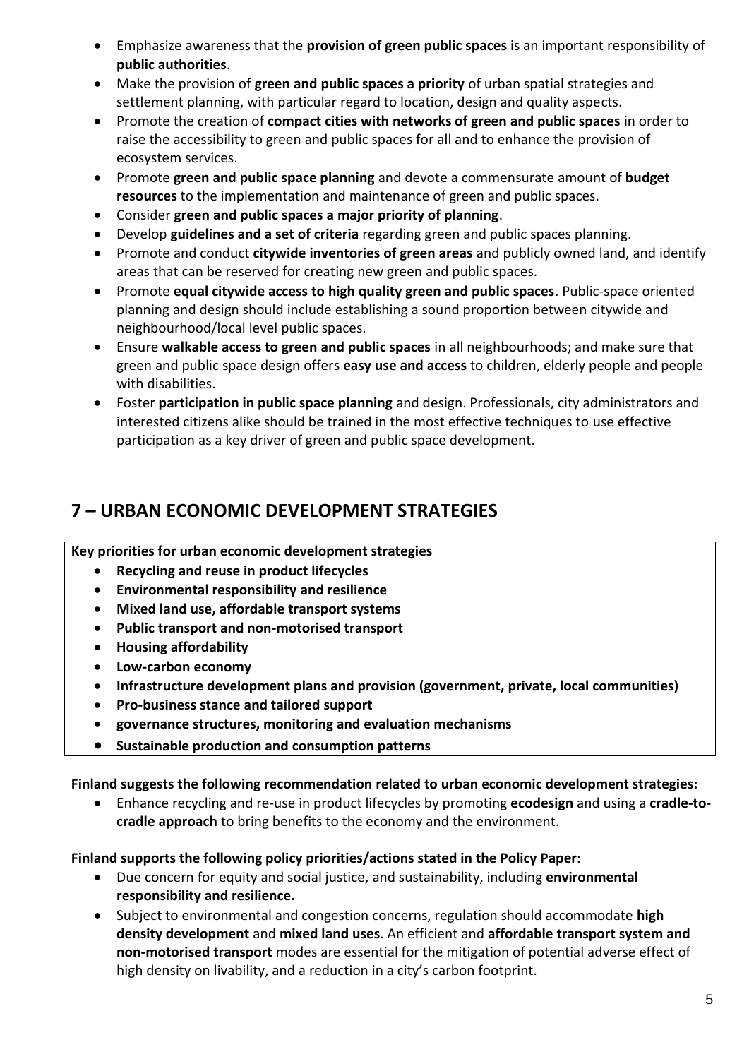- Emphasize awareness that the **provision of green public spaces** is an important responsibility of **public authorities**.
- Make the provision of **green and public spaces a priority** of urban spatial strategies and settlement planning, with particular regard to location, design and quality aspects.
- Promote the creation of **compact cities with networks of green and public spaces** in order to raise the accessibility to green and public spaces for all and to enhance the provision of ecosystem services.
- Promote **green and public space planning** and devote a commensurate amount of **budget resources** to the implementation and maintenance of green and public spaces.
- Consider **green and public spaces a major priority of planning**.
- Develop **guidelines and a set of criteria** regarding green and public spaces planning.
- Promote and conduct **citywide inventories of green areas** and publicly owned land, and identify areas that can be reserved for creating new green and public spaces.
- Promote **equal citywide access to high quality green and public spaces**. Public-space oriented planning and design should include establishing a sound proportion between citywide and neighbourhood/local level public spaces.
- Ensure **walkable access to green and public spaces** in all neighbourhoods; and make sure that green and public space design offers **easy use and access** to children, elderly people and people with disabilities.
- Foster **participation in public space planning** and design. Professionals, city administrators and interested citizens alike should be trained in the most effective techniques to use effective participation as a key driver of green and public space development.

## 7 – URBAN ECONOMIC DEVELOPMENT STRATEGIES

**Key priorities for urban economic development strategies**

- **Recycling and reuse in product lifecycles**
- **Environmental responsibility and resilience**
- **Mixed land use, affordable transport systems**
- **Public transport and non-motorised transport**
- **Housing affordability**
- **Low-carbon economy**
- **Infrastructure development plans and provision (government, private, local communities)**
- **Pro-business stance and tailored support**
- **governance structures, monitoring and evaluation mechanisms**
- **Sustainable production and consumption patterns**

**Finland suggests the following recommendation related to urban economic development strategies:**

- Enhance recycling and re-use in product lifecycles by promoting **ecodesign** and using a **cradle-to-cradle approach** to bring benefits to the economy and the environment.

**Finland supports the following policy priorities/actions stated in the Policy Paper:**

- Due concern for equity and social justice, and sustainability, including **environmental responsibility and resilience.**
- Subject to environmental and congestion concerns, regulation should accommodate **high density development** and **mixed land uses**. An efficient and **affordable transport system and non-motorised transport** modes are essential for the mitigation of potential adverse effect of high density on livability, and a reduction in a city's carbon footprint.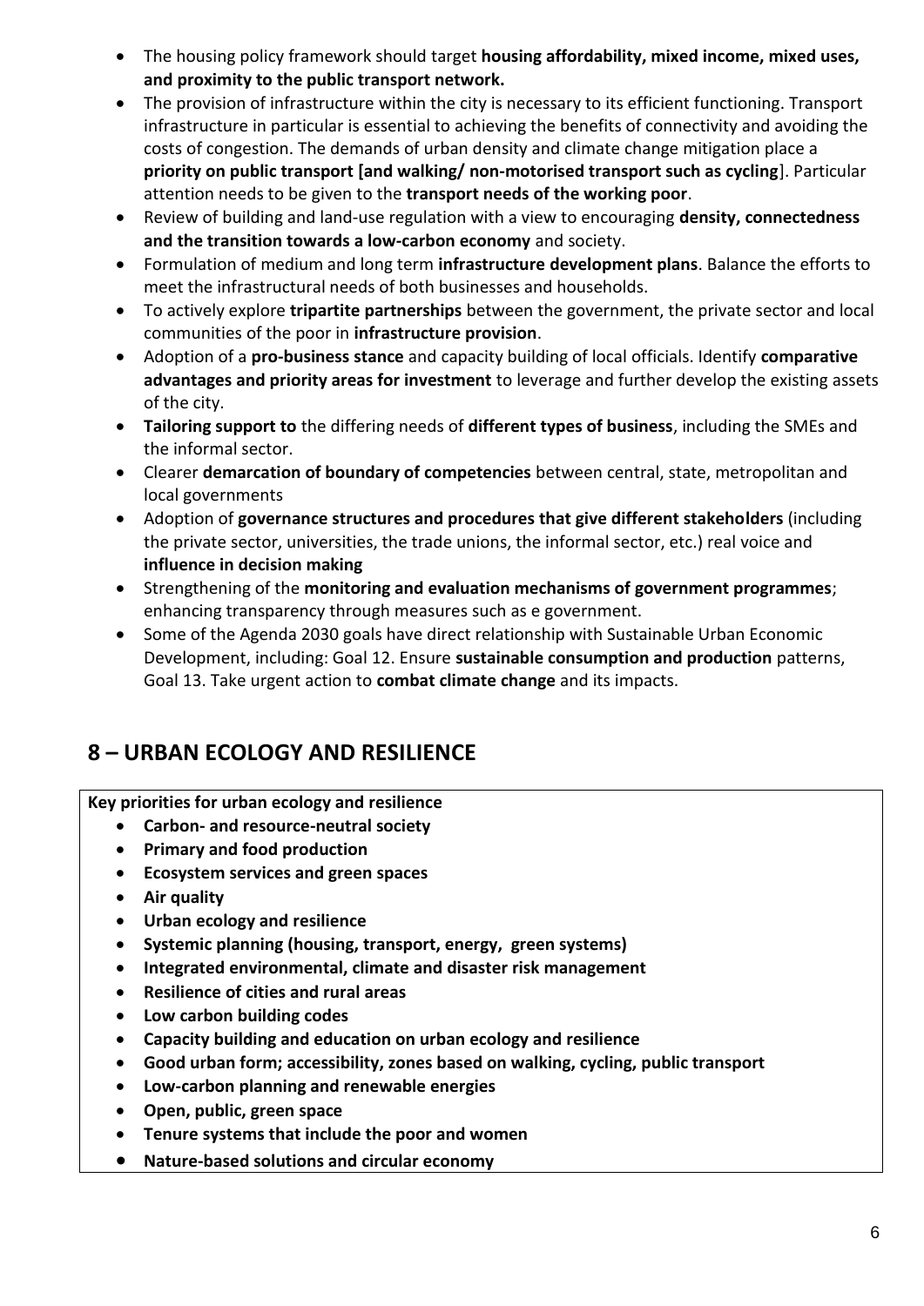- The housing policy framework should target **housing affordability, mixed income, mixed uses, and proximity to the public transport network.**
- The provision of infrastructure within the city is necessary to its efficient functioning. Transport infrastructure in particular is essential to achieving the benefits of connectivity and avoiding the costs of congestion. The demands of urban density and climate change mitigation place a **priority on public transport [and walking/ non-motorised transport such as cycling**]. Particular attention needs to be given to the **transport needs of the working poor**.
- Review of building and land-use regulation with a view to encouraging **density, connectedness and the transition towards a low-carbon economy** and society.
- Formulation of medium and long term **infrastructure development plans**. Balance the efforts to meet the infrastructural needs of both businesses and households.
- To actively explore **tripartite partnerships** between the government, the private sector and local communities of the poor in **infrastructure provision**.
- Adoption of a **pro-business stance** and capacity building of local officials. Identify **comparative advantages and priority areas for investment** to leverage and further develop the existing assets of the city.
- **Tailoring support to** the differing needs of **different types of business**, including the SMEs and the informal sector.
- Clearer **demarcation of boundary of competencies** between central, state, metropolitan and local governments
- Adoption of **governance structures and procedures that give different stakeholders** (including the private sector, universities, the trade unions, the informal sector, etc.) real voice and **influence in decision making**
- Strengthening of the **monitoring and evaluation mechanisms of government programmes**; enhancing transparency through measures such as e government.
- Some of the Agenda 2030 goals have direct relationship with Sustainable Urban Economic Development, including: Goal 12. Ensure **sustainable consumption and production** patterns, Goal 13. Take urgent action to **combat climate change** and its impacts.

## 8 – URBAN ECOLOGY AND RESILIENCE

**Key priorities for urban ecology and resilience**

- **Carbon- and resource-neutral society**
- **Primary and food production**
- **Ecosystem services and green spaces**
- **Air quality**
- **Urban ecology and resilience**
- **Systemic planning (housing, transport, energy, green systems)**
- **Integrated environmental, climate and disaster risk management**
- **Resilience of cities and rural areas**
- **Low carbon building codes**
- **Capacity building and education on urban ecology and resilience**
- **Good urban form; accessibility, zones based on walking, cycling, public transport**
- **Low-carbon planning and renewable energies**
- **Open, public, green space**
- **Tenure systems that include the poor and women**
- **Nature-based solutions and circular economy**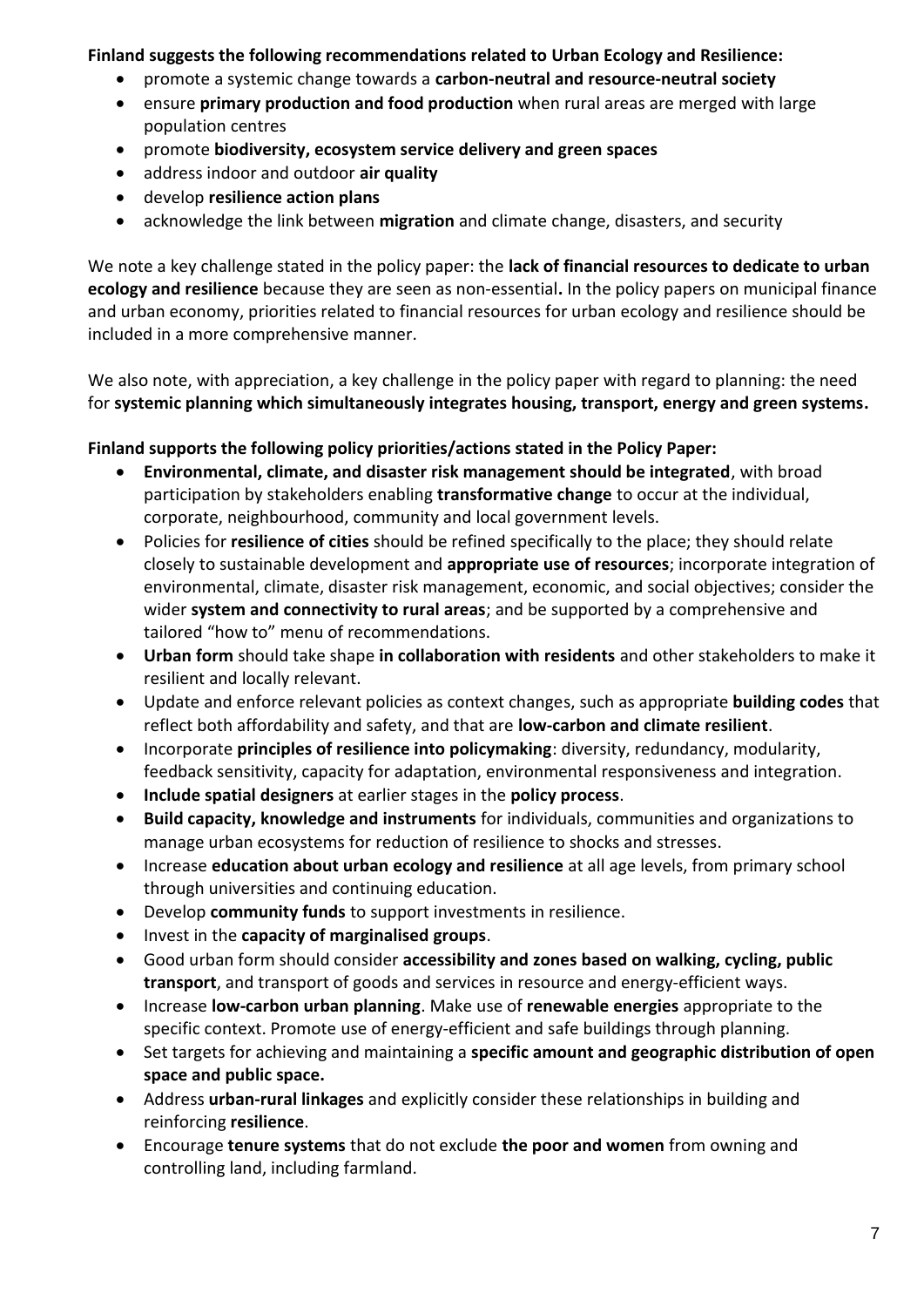**Finland suggests the following recommendations related to Urban Ecology and Resilience:**

- promote a systemic change towards a **carbon-neutral and resource-neutral society**
- ensure **primary production and food production** when rural areas are merged with large population centres
- promote **biodiversity, ecosystem service delivery and green spaces**
- address indoor and outdoor **air quality**
- develop **resilience action plans**
- acknowledge the link between **migration** and climate change, disasters, and security

We note a key challenge stated in the policy paper: the **lack of financial resources to dedicate to urban ecology and resilience** because they are seen as non-essential**.** In the policy papers on municipal finance and urban economy, priorities related to financial resources for urban ecology and resilience should be included in a more comprehensive manner.

We also note, with appreciation, a key challenge in the policy paper with regard to planning: the need for **systemic planning which simultaneously integrates housing, transport, energy and green systems.**

**Finland supports the following policy priorities/actions stated in the Policy Paper:**

- **Environmental, climate, and disaster risk management should be integrated**, with broad participation by stakeholders enabling **transformative change** to occur at the individual, corporate, neighbourhood, community and local government levels.
- Policies for **resilience of cities** should be refined specifically to the place; they should relate closely to sustainable development and **appropriate use of resources**; incorporate integration of environmental, climate, disaster risk management, economic, and social objectives; consider the wider **system and connectivity to rural areas**; and be supported by a comprehensive and tailored "how to" menu of recommendations.
- **Urban form** should take shape **in collaboration with residents** and other stakeholders to make it resilient and locally relevant.
- Update and enforce relevant policies as context changes, such as appropriate **building codes** that reflect both affordability and safety, and that are **low-carbon and climate resilient**.
- Incorporate **principles of resilience into policymaking**: diversity, redundancy, modularity, feedback sensitivity, capacity for adaptation, environmental responsiveness and integration.
- **Include spatial designers** at earlier stages in the **policy process**.
- **Build capacity, knowledge and instruments** for individuals, communities and organizations to manage urban ecosystems for reduction of resilience to shocks and stresses.
- Increase **education about urban ecology and resilience** at all age levels, from primary school through universities and continuing education.
- Develop **community funds** to support investments in resilience.
- Invest in the **capacity of marginalised groups**.
- Good urban form should consider **accessibility and zones based on walking, cycling, public transport**, and transport of goods and services in resource and energy-efficient ways.
- Increase **low-carbon urban planning**. Make use of **renewable energies** appropriate to the specific context. Promote use of energy-efficient and safe buildings through planning.
- Set targets for achieving and maintaining a **specific amount and geographic distribution of open space and public space.**
- Address **urban-rural linkages** and explicitly consider these relationships in building and reinforcing **resilience**.
- Encourage **tenure systems** that do not exclude **the poor and women** from owning and controlling land, including farmland.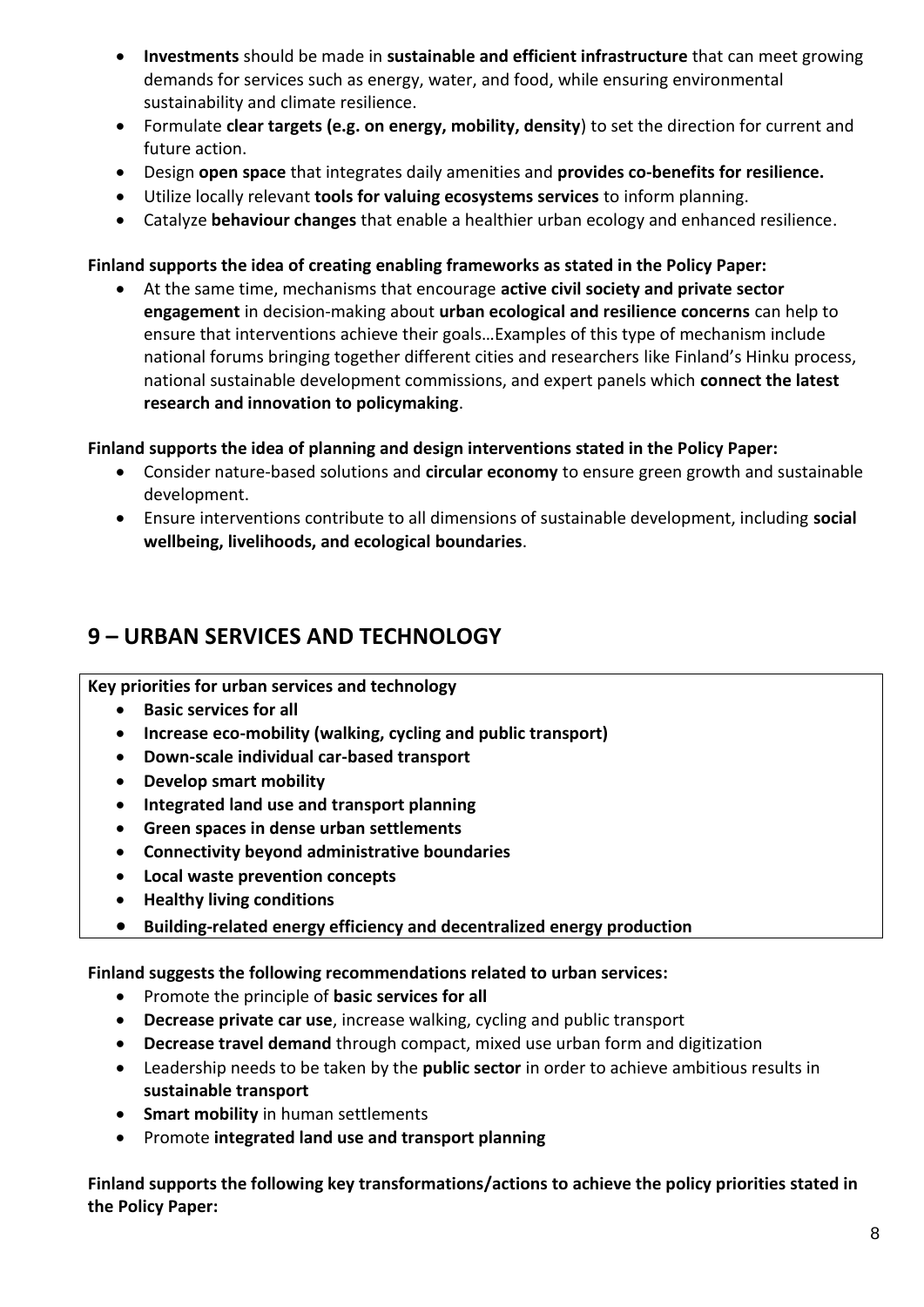- **Investments** should be made in **sustainable and efficient infrastructure** that can meet growing demands for services such as energy, water, and food, while ensuring environmental sustainability and climate resilience.
- Formulate **clear targets (e.g. on energy, mobility, density**) to set the direction for current and future action.
- Design **open space** that integrates daily amenities and **provides co-benefits for resilience.**
- Utilize locally relevant **tools for valuing ecosystems services** to inform planning.
- Catalyze **behaviour changes** that enable a healthier urban ecology and enhanced resilience.

**Finland supports the idea of creating enabling frameworks as stated in the Policy Paper:**

- At the same time, mechanisms that encourage **active civil society and private sector engagement** in decision-making about **urban ecological and resilience concerns** can help to ensure that interventions achieve their goals…Examples of this type of mechanism include national forums bringing together different cities and researchers like Finland's Hinku process, national sustainable development commissions, and expert panels which **connect the latest research and innovation to policymaking**.

**Finland supports the idea of planning and design interventions stated in the Policy Paper:**

- Consider nature-based solutions and **circular economy** to ensure green growth and sustainable development.
- Ensure interventions contribute to all dimensions of sustainable development, including **social wellbeing, livelihoods, and ecological boundaries**.

## 9 – URBAN SERVICES AND TECHNOLOGY

**Key priorities for urban services and technology**

- **Basic services for all**
- **Increase eco-mobility (walking, cycling and public transport)**
- **Down-scale individual car-based transport**
- **Develop smart mobility**
- **Integrated land use and transport planning**
- **Green spaces in dense urban settlements**
- **Connectivity beyond administrative boundaries**
- **Local waste prevention concepts**
- **Healthy living conditions**
- **Building-related energy efficiency and decentralized energy production**

**Finland suggests the following recommendations related to urban services:**

- Promote the principle of **basic services for all**
- **Decrease private car use**, increase walking, cycling and public transport
- **Decrease travel demand** through compact, mixed use urban form and digitization
- Leadership needs to be taken by the **public sector** in order to achieve ambitious results in **sustainable transport**
- **Smart mobility** in human settlements
- Promote **integrated land use and transport planning**

**Finland supports the following key transformations/actions to achieve the policy priorities stated in the Policy Paper:**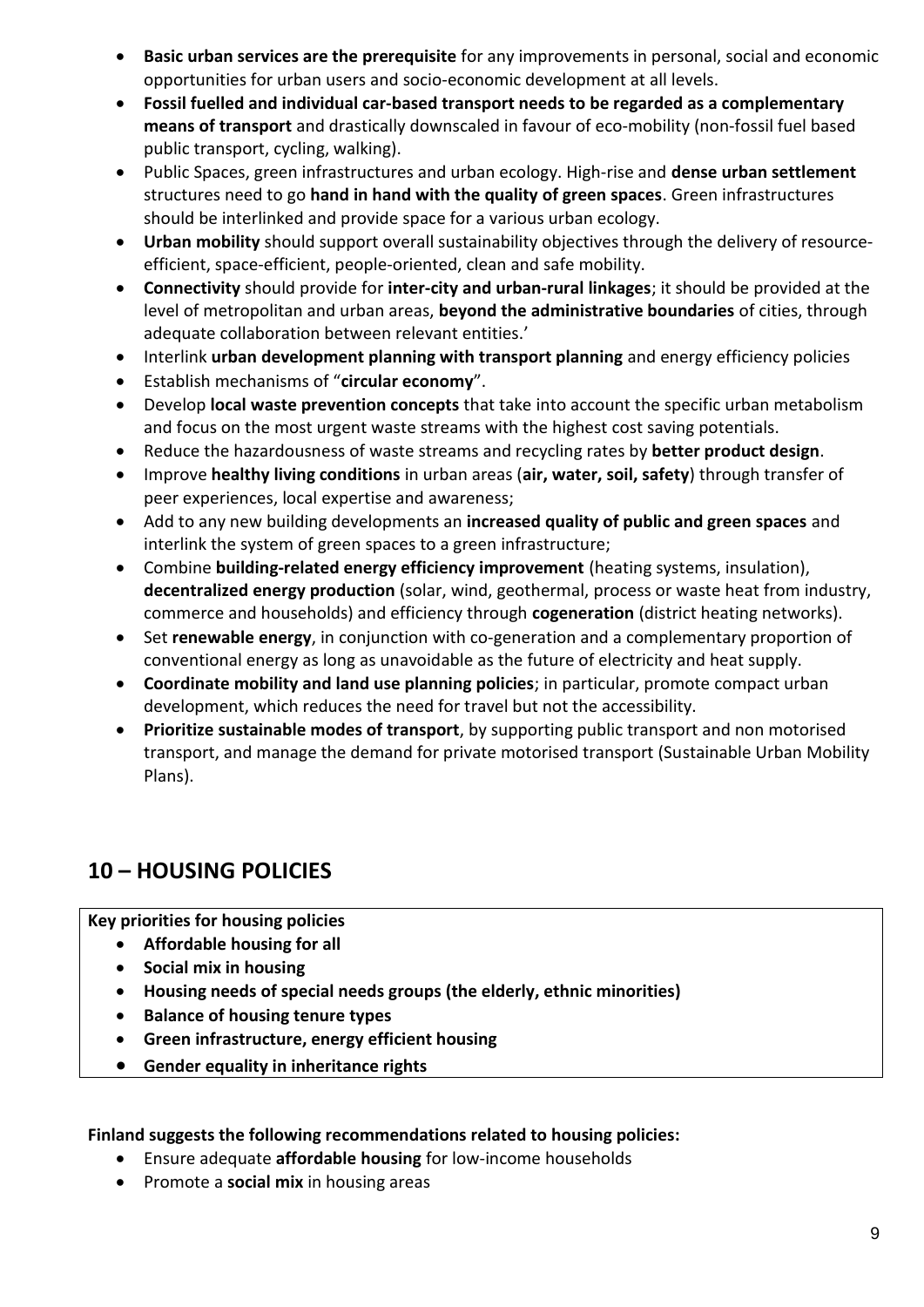- **Basic urban services are the prerequisite** for any improvements in personal, social and economic opportunities for urban users and socio-economic development at all levels.
- **Fossil fuelled and individual car-based transport needs to be regarded as a complementary means of transport** and drastically downscaled in favour of eco-mobility (non-fossil fuel based public transport, cycling, walking).
- Public Spaces, green infrastructures and urban ecology. High-rise and **dense urban settlement** structures need to go **hand in hand with the quality of green spaces**. Green infrastructures should be interlinked and provide space for a various urban ecology.
- **Urban mobility** should support overall sustainability objectives through the delivery of resource-efficient, space-efficient, people-oriented, clean and safe mobility.
- **Connectivity** should provide for **inter-city and urban-rural linkages**; it should be provided at the level of metropolitan and urban areas, **beyond the administrative boundaries** of cities, through adequate collaboration between relevant entities.'
- Interlink **urban development planning with transport planning** and energy efficiency policies
- Establish mechanisms of "**circular economy**".
- Develop **local waste prevention concepts** that take into account the specific urban metabolism and focus on the most urgent waste streams with the highest cost saving potentials.
- Reduce the hazardousness of waste streams and recycling rates by **better product design**.
- Improve **healthy living conditions** in urban areas (**air, water, soil, safety**) through transfer of peer experiences, local expertise and awareness;
- Add to any new building developments an **increased quality of public and green spaces** and interlink the system of green spaces to a green infrastructure;
- Combine **building-related energy efficiency improvement** (heating systems, insulation), **decentralized energy production** (solar, wind, geothermal, process or waste heat from industry, commerce and households) and efficiency through **cogeneration** (district heating networks).
- Set **renewable energy**, in conjunction with co-generation and a complementary proportion of conventional energy as long as unavoidable as the future of electricity and heat supply.
- **Coordinate mobility and land use planning policies**; in particular, promote compact urban development, which reduces the need for travel but not the accessibility.
- **Prioritize sustainable modes of transport**, by supporting public transport and non motorised transport, and manage the demand for private motorised transport (Sustainable Urban Mobility Plans).

## 10 – HOUSING POLICIES

**Key priorities for housing policies**

- **Affordable housing for all**
- **Social mix in housing**
- **Housing needs of special needs groups (the elderly, ethnic minorities)**
- **Balance of housing tenure types**
- **Green infrastructure, energy efficient housing**
- **Gender equality in inheritance rights**

**Finland suggests the following recommendations related to housing policies:**

- Ensure adequate **affordable housing** for low-income households
- Promote a **social mix** in housing areas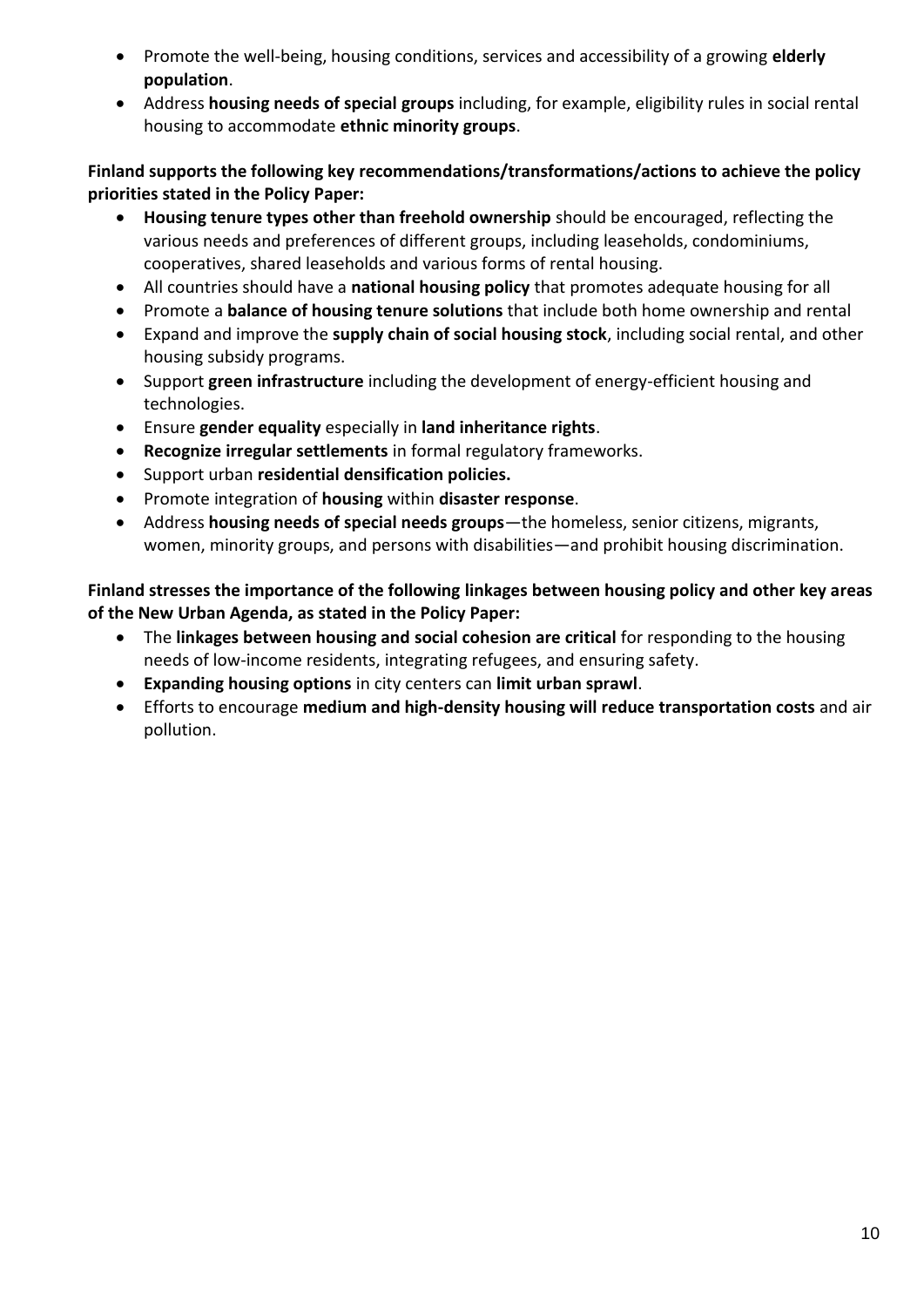- Promote the well-being, housing conditions, services and accessibility of a growing **elderly population**.
- Address **housing needs of special groups** including, for example, eligibility rules in social rental housing to accommodate **ethnic minority groups**.

**Finland supports the following key recommendations/transformations/actions to achieve the policy priorities stated in the Policy Paper:**

- **Housing tenure types other than freehold ownership** should be encouraged, reflecting the various needs and preferences of different groups, including leaseholds, condominiums, cooperatives, shared leaseholds and various forms of rental housing.
- All countries should have a **national housing policy** that promotes adequate housing for all
- Promote a **balance of housing tenure solutions** that include both home ownership and rental
- Expand and improve the **supply chain of social housing stock**, including social rental, and other housing subsidy programs.
- Support **green infrastructure** including the development of energy-efficient housing and technologies.
- Ensure **gender equality** especially in **land inheritance rights**.
- **Recognize irregular settlements** in formal regulatory frameworks.
- Support urban **residential densification policies.**
- Promote integration of **housing** within **disaster response**.
- Address **housing needs of special needs groups**—the homeless, senior citizens, migrants, women, minority groups, and persons with disabilities—and prohibit housing discrimination.

**Finland stresses the importance of the following linkages between housing policy and other key areas of the New Urban Agenda, as stated in the Policy Paper:**

- The **linkages between housing and social cohesion are critical** for responding to the housing needs of low-income residents, integrating refugees, and ensuring safety.
- **Expanding housing options** in city centers can **limit urban sprawl**.
- Efforts to encourage **medium and high-density housing will reduce transportation costs** and air pollution.